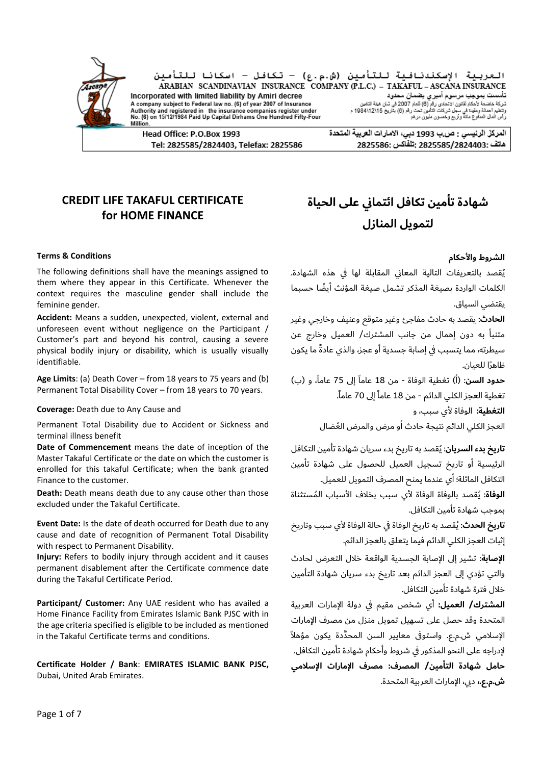العربية الإسكندنافية للتأمين (ش.م.ع) – تكافل – اسكانا للتأمين

ARABIAN SCANDINAVIAN INSURANCE COMPANY (P.L.C.) – TAKAFUL – ASCANA INSURANCE

Incorporated with limited liability by Amiri decree

A company subject to Federal law no. (6) of year 2007 of Insurance Authority and registered in the insurance companies register under No. (6) on 15/12/1984 Paid Up Capital Dirhams One Hundred Fifty-Four Million.

تأسست بموجب مرسوم أميري بضمان محدود

شركة خاضعة لأحكام لقانون الاتحادي رقم (6) للعام 2007 في شأن هيئة التأمين وتنظيم أعماله ومقيدة في سجل شركات التأمين تحت رقم (6) بتاريخ 15\12\1984 م رأس المال المدفوع مائة وأربع وخمسون مليون درهم

Head Office: P.O.Box 1993
Tel: 2825585/2824403, Telefax: 2825586

المركز الرئيسي : ص.ب 1993 دبي، الامارات العربية المتحدة
هاتف :2825585/2824403 :تلفاكس 2825586

# CREDIT LIFE TAKAFUL CERTIFICATE for HOME FINANCE

**Terms & Conditions**

The following definitions shall have the meanings assigned to them where they appear in this Certificate. Whenever the context requires the masculine gender shall include the feminine gender.

**Accident:** Means a sudden, unexpected, violent, external and unforeseen event without negligence on the Participant / Customer's part and beyond his control, causing a severe physical bodily injury or disability, which is usually visually identifiable.

**Age Limits**: (a) Death Cover – from 18 years to 75 years and (b) Permanent Total Disability Cover – from 18 years to 70 years.

**Coverage:** Death due to Any Cause and

Permanent Total Disability due to Accident or Sickness and terminal illness benefit

**Date of Commencement** means the date of inception of the Master Takaful Certificate or the date on which the customer is enrolled for this takaful Certificate; when the bank granted Finance to the customer.

**Death:** Death means death due to any cause other than those excluded under the Takaful Certificate.

**Event Date:** Is the date of death occurred for Death due to any cause and date of recognition of Permanent Total Disability with respect to Permanent Disability.

**Injury:** Refers to bodily injury through accident and it causes permanent disablement after the Certificate commence date during the Takaful Certificate Period.

**Participant/ Customer:** Any UAE resident who has availed a Home Finance Facility from Emirates Islamic Bank PJSC with in the age criteria specified is eligible to be included as mentioned in the Takaful Certificate terms and conditions.

**Certificate Holder / Bank**: **EMIRATES ISLAMIC BANK PJSC,** Dubai, United Arab Emirates.

# شهادة تأمين تكافل ائتماني على الحياة لتمويل المنازل

**الشروط والأحكام**

يُقصد بالتعريفات التالية المعاني المقابلة لها في هذه الشهادة. الكلمات الواردة بصيغة المذكر تشمل صيغة المؤنث أيضًا حسبما يقتضي السياق.

**الحادث:** يقصد به حادث مفاجئ وغير متوقع وعنيف وخارجي وغير متنبأ به دون إهمال من جانب المشترك/ العميل وخارج عن سيطرته، مما يتسبب في إصابة جسدية أو عجز، والذي عادةً ما يكون ظاهرًا للعيان.

**حدود السن**: (أ) تغطية الوفاة - من 18 عاماً إلى 75 عاماً، و (ب) تغطية العجز الكلي الدائم - من 18 عاماً إلى 70 عاماً.

**التغطية:** الوفاة لأي سبب، و

العجز الكلي الدائم نتيجة حادث أو مرض والمرض العُضال

**تاريخ بدء السريان**: يُقصد به تاريخ بدء سريان شهادة تأمين التكافل الرئيسية أو تاريخ تسجيل العميل للحصول على شهادة تأمين التكافل الماثلة؛ أي عندما يمنح المصرف التمويل للعميل.

**الوفاة**: يُقصد بالوفاة الوفاة لأي سبب بخلاف الأسباب المُستثناة بموجب شهادة تأمين التكافل.

**تاريخ الحدث**: يُقصد به تاريخ الوفاة في حالة الوفاة لأي سبب وتاريخ إثبات العجز الكلي الدائم فيما يتعلق بالعجز الدائم.

**الإصابة**: تشير إلى الإصابة الجسدية الواقعة خلال التعرض لحادث والتي تؤدي إلى العجز الدائم بعد تاريخ بدء سريان شهادة التأمين خلال فترة شهادة تأمين التكافل.

**المشترك/ العميل:** أي شخص مقيم في دولة الإمارات العربية المتحدة وقد حصل على تسهيل تمويل منزل من مصرف الإمارات الإسلامي ش.م.ع. واستوفى معايير السن المحدَّدة يكون مؤهلاً لإدراجه على النحو المذكور في شروط وأحكام شهادة تأمين التكافل.

**حامل شهادة التأمين/ المصرف: مصرف الإمارات الإسلامي ش.م.ع،** دبي، الإمارات العربية المتحدة.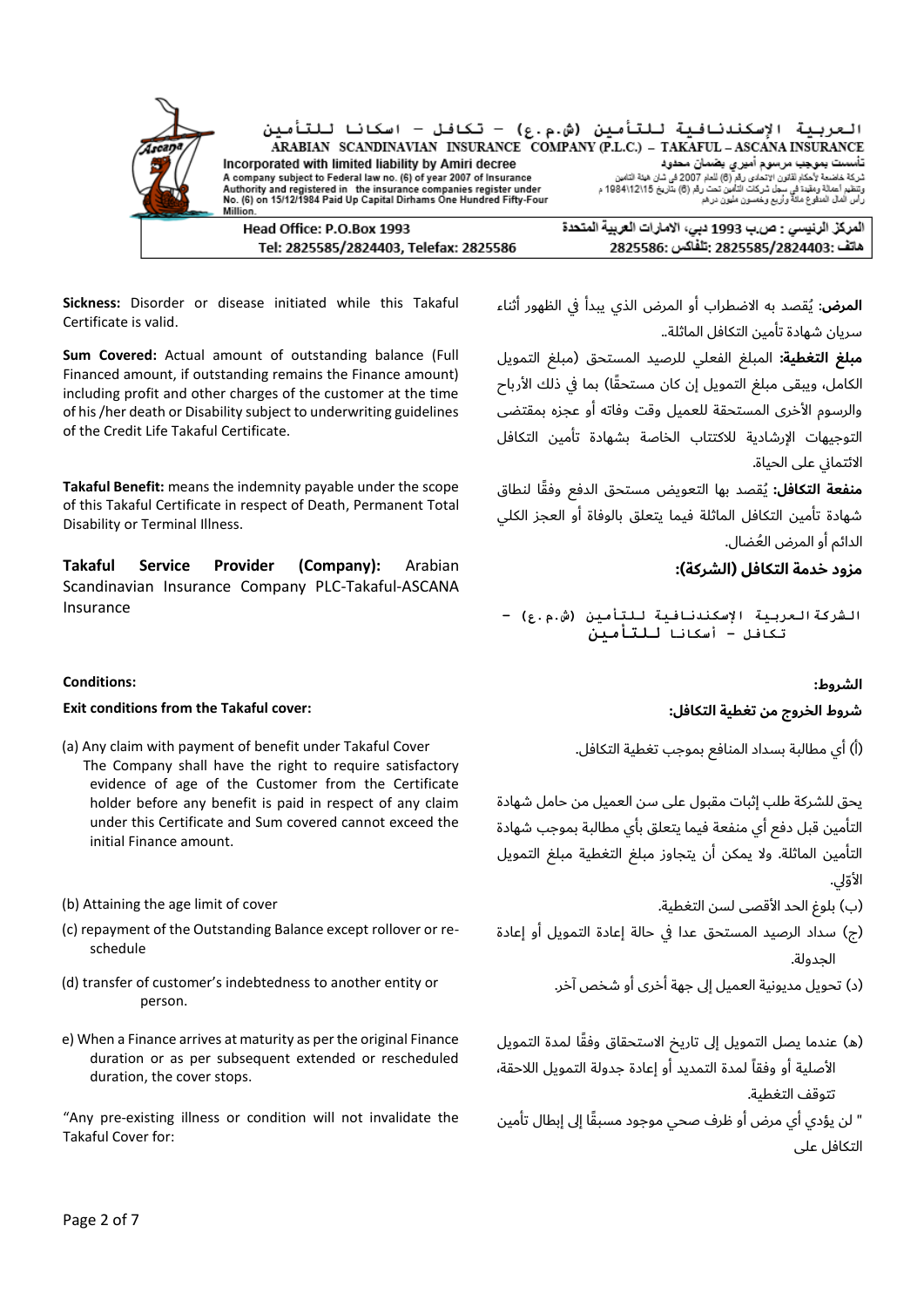**Sickness:** Disorder or disease initiated while this Takaful Certificate is valid.

**المرض:** يُقصد به الاضطراب أو المرض الذي يبدأ في الظهور أثناء سريان شهادة تأمين التكافل الماثلة..

**Sum Covered:** Actual amount of outstanding balance (Full Financed amount, if outstanding remains the Finance amount) including profit and other charges of the customer at the time of his /her death or Disability subject to underwriting guidelines of the Credit Life Takaful Certificate.

**مبلغ التغطية:** المبلغ الفعلي للرصيد المستحق (مبلغ التمويل الكامل، ويبقى مبلغ التمويل إن كان مستحقًا) بما في ذلك الأرباح والرسوم الأخرى المستحقة للعميل وقت وفاته أو عجزه بمقتضى التوجيهات الإرشادية للاكتتاب الخاصة بشهادة تأمين التكافل الائتماني على الحياة.

**Takaful Benefit:** means the indemnity payable under the scope of this Takaful Certificate in respect of Death, Permanent Total Disability or Terminal Illness.

**منفعة التكافل:** يُقصد بها التعويض مستحق الدفع وفقًا لنطاق شهادة تأمين التكافل الماثلة فيما يتعلق بالوفاة أو العجز الكلي الدائم أو المرض العُضال.

**Takaful Service Provider (Company):** Arabian Scandinavian Insurance Company PLC-Takaful-ASCANA Insurance

**مزود خدمة التكافل (الشركة):**

الشركة العربية الإسكندنافية للتأمين (ش.م.ع) – تكافل – أسكانا للتأمين

**Conditions:**

**الشروط:**

**Exit conditions from the Takaful cover:**

**شروط الخروج من تغطية التكافل:**

(a) Any claim with payment of benefit under Takaful Cover
The Company shall have the right to require satisfactory evidence of age of the Customer from the Certificate holder before any benefit is paid in respect of any claim under this Certificate and Sum covered cannot exceed the initial Finance amount.

(أ) أي مطالبة بسداد المنافع بموجب تغطية التكافل.

يحق للشركة طلب إثبات مقبول على سن العميل من حامل شهادة التأمين قبل دفع أي منفعة فيما يتعلق بأي مطالبة بموجب شهادة التأمين الماثلة. ولا يمكن أن يتجاوز مبلغ التغطية مبلغ التمويل الأوّلي.

(b) Attaining the age limit of cover

(ب) بلوغ الحد الأقصى لسن التغطية.

(c) repayment of the Outstanding Balance except rollover or re-schedule

(ج) سداد الرصيد المستحق عدا في حالة إعادة التمويل أو إعادة الجدولة.

(d) transfer of customer's indebtedness to another entity or person.

(د) تحويل مديونية العميل إلى جهة أخرى أو شخص آخر.

e) When a Finance arrives at maturity as per the original Finance duration or as per subsequent extended or rescheduled duration, the cover stops.

(هـ) عندما يصل التمويل إلى تاريخ الاستحقاق وفقًا لمدة التمويل الأصلية أو وفقاً لمدة التمديد أو إعادة جدولة التمويل اللاحقة، تتوقف التغطية.

"Any pre-existing illness or condition will not invalidate the Takaful Cover for:

" لن يؤدي أي مرض أو ظرف صحي موجود مسبقًا إلى إبطال تأمين التكافل على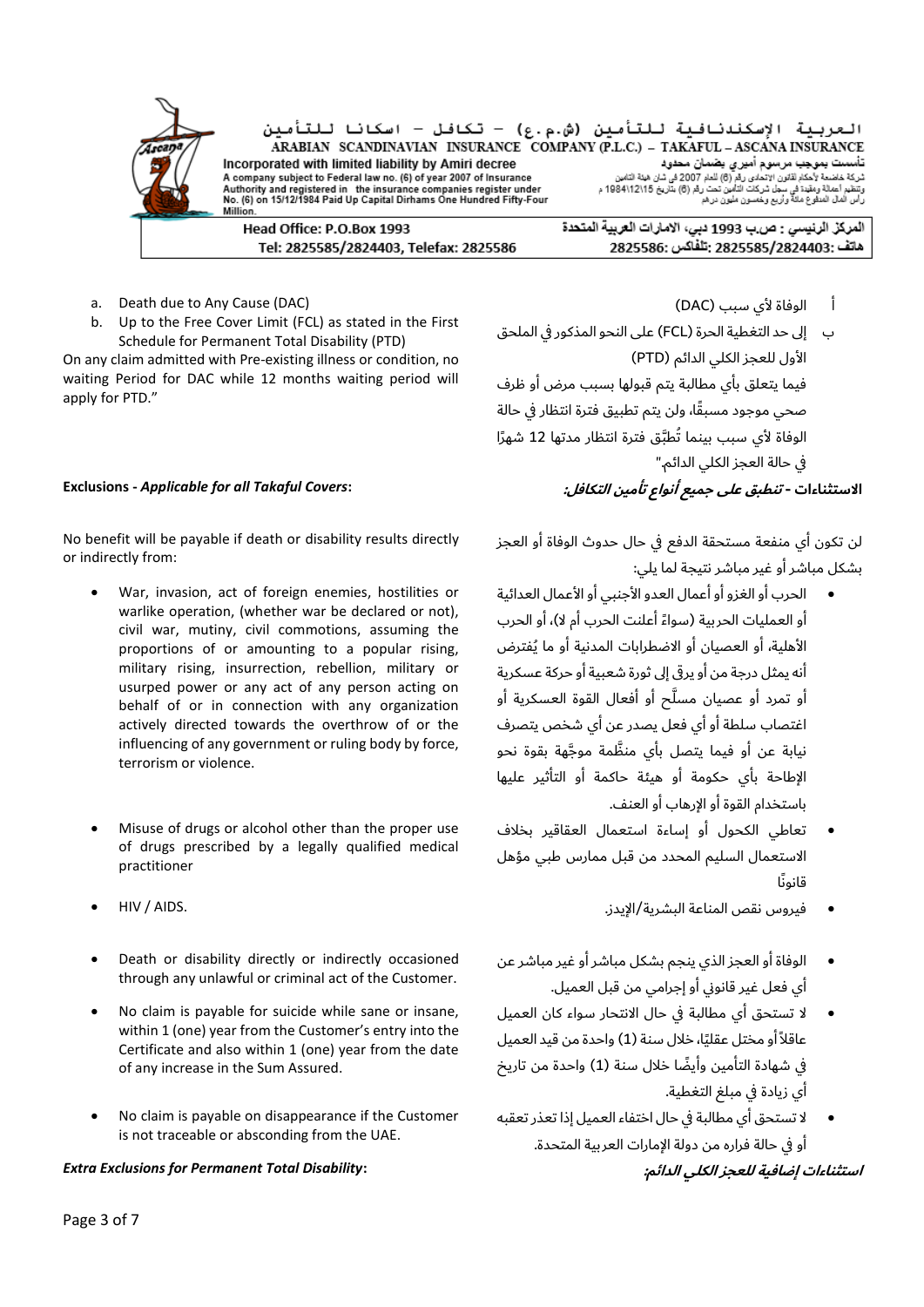a. Death due to Any Cause (DAC)
b. Up to the Free Cover Limit (FCL) as stated in the First Schedule for Permanent Total Disability (PTD)

On any claim admitted with Pre-existing illness or condition, no waiting Period for DAC while 12 months waiting period will apply for PTD."

أ الوفاة لأي سبب (DAC)
ب إلى حد التغطية الحرة (FCL) على النحو المذكور في الملحق الأول للعجز الكلي الدائم (PTD)

فيما يتعلق بأي مطالبة يتم قبولها بسبب مرض أو ظرف صحي موجود مسبقًا، ولن يتم تطبيق فترة انتظار في حالة الوفاة لأي سبب بينما تُطبَّق فترة انتظار مدتها 12 شهرًا في حالة العجز الكلي الدائم."

**Exclusions - *Applicable for all Takaful Covers*:**

**الاستثناءات - *تنطبق على جميع أنواع تأمين التكافل:***

No benefit will be payable if death or disability results directly or indirectly from:

- War, invasion, act of foreign enemies, hostilities or warlike operation, (whether war be declared or not), civil war, mutiny, civil commotions, assuming the proportions of or amounting to a popular rising, military rising, insurrection, rebellion, military or usurped power or any act of any person acting on behalf of or in connection with any organization actively directed towards the overthrow of or the influencing of any government or ruling body by force, terrorism or violence.
- Misuse of drugs or alcohol other than the proper use of drugs prescribed by a legally qualified medical practitioner
- HIV / AIDS.
- Death or disability directly or indirectly occasioned through any unlawful or criminal act of the Customer.
- No claim is payable for suicide while sane or insane, within 1 (one) year from the Customer's entry into the Certificate and also within 1 (one) year from the date of any increase in the Sum Assured.
- No claim is payable on disappearance if the Customer is not traceable or absconding from the UAE.

لن تكون أي منفعة مستحقة الدفع في حال حدوث الوفاة أو العجز بشكل مباشر أو غير مباشر نتيجة لما يلي:

- الحرب أو الغزو أو أعمال العدو الأجنبي أو الأعمال العدائية أو العمليات الحربية (سواءً أعلنت الحرب أم لا)، أو الحرب الأهلية، أو العصيان أو الاضطرابات المدنية أو ما يُفترض أنه يمثل درجة من أو يرقى إلى ثورة شعبية أو حركة عسكرية أو تمرد أو عصيان مسلَّح أو أفعال القوة العسكرية أو اغتصاب سلطة أو أي فعل يصدر عن أي شخص يتصرف نيابة عن أو فيما يتصل بأي منظَّمة موجَّهة بقوة نحو الإطاحة بأي حكومة أو هيئة حاكمة أو التأثير عليها باستخدام القوة أو الإرهاب أو العنف.
- تعاطي الكحول أو إساءة استعمال العقاقير بخلاف الاستعمال السليم المحدد من قبل ممارس طبي مؤهل قانونًا
- فيروس نقص المناعة البشرية/الإيدز.
- الوفاة أو العجز الذي ينجم بشكل مباشر أو غير مباشر عن أي فعل غير قانوني أو إجرامي من قبل العميل.
- لا تستحق أي مطالبة في حال الانتحار سواء كان العميل عاقلاً أو مختل عقليًا، خلال سنة (1) واحدة من قيد العميل في شهادة التأمين وأيضًا خلال سنة (1) واحدة من تاريخ أي زيادة في مبلغ التغطية.
- لا تستحق أي مطالبة في حال اختفاء العميل إذا تعذر تعقبه أو في حالة فراره من دولة الإمارات العربية المتحدة.

***Extra Exclusions for Permanent Total Disability*:**

***استثناءات إضافية للعجز الكلي الدائم:***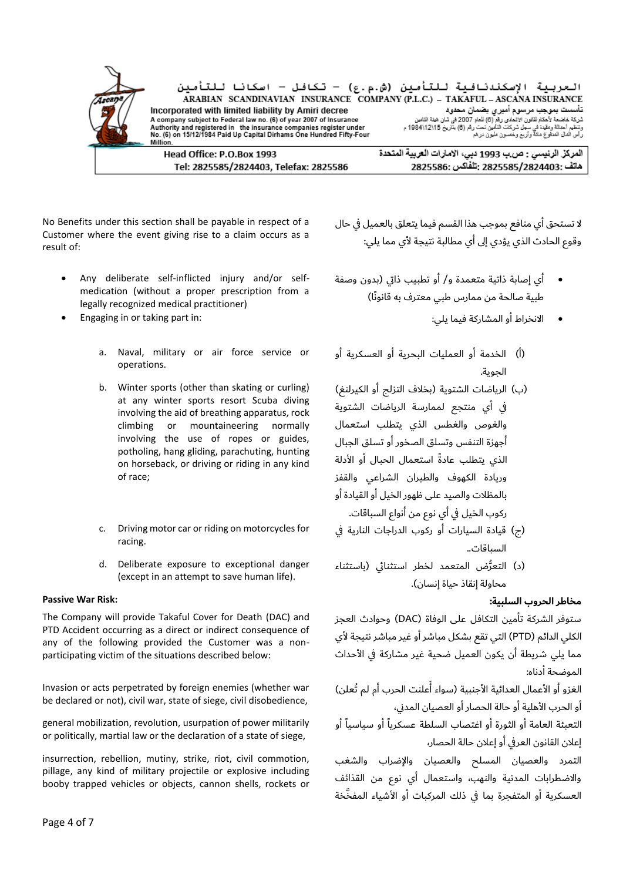ARABIAN SCANDINAVIAN INSURANCE COMPANY (P.L.C.) – TAKAFUL – ASCANA INSURANCE

العربية الإسكندنافية للتأمين (ش.م.ع) – تكافل – اسكانا للتأمين

Incorporated with limited liability by Amiri decree
A company subject to Federal law no. (6) of year 2007 of Insurance Authority and registered in the insurance companies register under No. (6) on 15/12/1984 Paid Up Capital Dirhams One Hundred Fifty-Four Million.

تأسست بموجب مرسوم أميري بضمان محدود
شركة خاضعة لأحكام لقانون الاتحادي رقم (6) للعام 2007 في شأن هيئة التأمين وتنظيم أعمالة ومقيدة في سجل شركات التأمين تحت رقم (6) بتاريخ 1984\12\15 م رأس المال المدفوع مائة وأربع وخمسون مليون درهم

Head Office: P.O.Box 1993
Tel: 2825585/2824403, Telefax: 2825586

المركز الرئيسي : ص.ب 1993 دبي، الامارات العربية المتحدة
هاتف :2825585/2824403 :تلفاكس: 2825586

No Benefits under this section shall be payable in respect of a Customer where the event giving rise to a claim occurs as a result of:

- Any deliberate self-inflicted injury and/or self-medication (without a proper prescription from a legally recognized medical practitioner)
- Engaging in or taking part in:

  a. Naval, military or air force service or operations.

  b. Winter sports (other than skating or curling) at any winter sports resort Scuba diving involving the aid of breathing apparatus, rock climbing or mountaineering normally involving the use of ropes or guides, potholing, hang gliding, parachuting, hunting on horseback, or driving or riding in any kind of race;

  c. Driving motor car or riding on motorcycles for racing.

  d. Deliberate exposure to exceptional danger (except in an attempt to save human life).

**Passive War Risk:**

The Company will provide Takaful Cover for Death (DAC) and PTD Accident occurring as a direct or indirect consequence of any of the following provided the Customer was a non-participating victim of the situations described below:

Invasion or acts perpetrated by foreign enemies (whether war be declared or not), civil war, state of siege, civil disobedience,

general mobilization, revolution, usurpation of power militarily or politically, martial law or the declaration of a state of siege,

insurrection, rebellion, mutiny, strike, riot, civil commotion, pillage, any kind of military projectile or explosive including booby trapped vehicles or objects, cannon shells, rockets or

لا تستحق أي منافع بموجب هذا القسم فيما يتعلق بالعميل في حال وقوع الحادث الذي يؤدي إلى مطالبة نتيجة لأي مما يلي:

- أي إصابة ذاتية متعمدة و/ أو تطبيب ذاتي (بدون وصفة طبية صالحة من ممارس طبي معترف به قانونًا)
- الانخراط أو المشاركة فيما يلي:

(أ) الخدمة أو العمليات البحرية أو العسكرية أو الجوية.

(ب) الرياضات الشتوية (بخلاف التزلج أو الكيرلنغ) في أي منتجع لممارسة الرياضات الشتوية والغوص والغطس الذي يتطلب استعمال أجهزة التنفس وتسلق الصخور أو تسلق الجبال الذي يتطلب عادةً استعمال الحبال أو الأدلة وريادة الكهوف والطيران الشراعي والقفز بالمظلات والصيد على ظهور الخيل أو القيادة أو ركوب الخيل في أي نوع من أنواع السباقات.

(ج) قيادة السيارات أو ركوب الدراجات النارية في السباقات..

(د) التعرُّض المتعمد لخطر استثنائي (باستثناء محاولة إنقاذ حياة إنسان).

**مخاطر الحروب السلبية:**

ستوفر الشركة تأمين التكافل على الوفاة (DAC) وحوادث العجز الكلي الدائم (PTD) التي تقع بشكل مباشر أو غير مباشر نتيجة لأي مما يلي شريطة أن يكون العميل ضحية غير مشاركة في الأحداث الموضحة أدناه:

الغزو أو الأعمال العدائية الأجنبية (سواء أُعلنت الحرب أم لم تُعلن) أو الحرب الأهلية أو حالة الحصار أو العصيان المدني،

التعبئة العامة أو الثورة أو اغتصاب السلطة عسكرياً أو سياسياً أو إعلان القانون العرفي أو إعلان حالة الحصار،

التمرد والعصيان المسلح والعصيان والإضراب والشغب والاضطرابات المدنية والنهب، واستعمال أي نوع من القذائف العسكرية أو المتفجرة بما في ذلك المركبات أو الأشياء المفخَّخة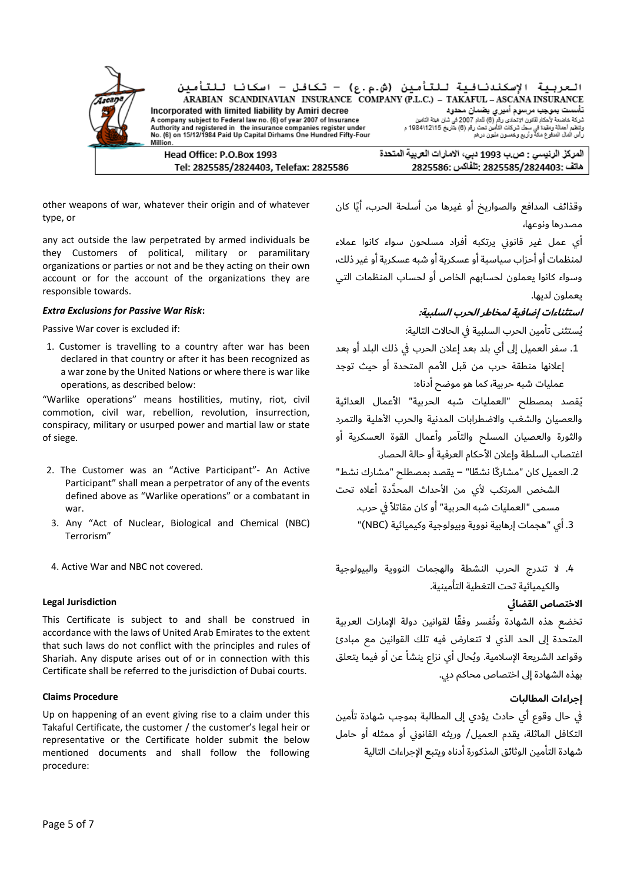other weapons of war, whatever their origin and of whatever type, or

وقذائف المدافع والصواريخ أو غيرها من أسلحة الحرب، أيًا كان مصدرها ونوعها،

any act outside the law perpetrated by armed individuals be they Customers of political, military or paramilitary organizations or parties or not and be they acting on their own account or for the account of the organizations they are responsible towards.

أي عمل غير قانوني يرتكبه أفراد مسلحون سواء كانوا عملاء لمنظمات أو أحزاب سياسية أو عسكرية أو شبه عسكرية أو غير ذلك، وسواء كانوا يعملون لحسابهم الخاص أو لحساب المنظمات التي يعملون لديها.

***Extra Exclusions for Passive War Risk*:**

***استثناءات إضافية لمخاطر الحرب السلبية:***

Passive War cover is excluded if:

يُستثنى تأمين الحرب السلبية في الحالات التالية:

1. Customer is travelling to a country after war has been declared in that country or after it has been recognized as a war zone by the United Nations or where there is war like operations, as described below:

1. سفر العميل إلى أي بلد بعد إعلان الحرب في ذلك البلد أو بعد إعلانها منطقة حرب من قبل الأمم المتحدة أو حيث توجد عمليات شبه حربية، كما هو موضح أدناه:

"Warlike operations" means hostilities, mutiny, riot, civil commotion, civil war, rebellion, revolution, insurrection, conspiracy, military or usurped power and martial law or state of siege.

يُقصد بمصطلح "العمليات شبه الحربية" الأعمال العدائية والعصيان والشغب والاضطرابات المدنية والحرب الأهلية والتمرد والثورة والعصيان المسلح والتآمر وأعمال القوة العسكرية أو اغتصاب السلطة وإعلان الأحكام العرفية أو حالة الحصار.

2. The Customer was an "Active Participant"- An Active Participant" shall mean a perpetrator of any of the events defined above as "Warlike operations" or a combatant in war.

2. العميل كان "مشاركًا نشطًا" – يقصد بمصطلح "مشارك نشط" الشخص المرتكب لأي من الأحداث المحدَّدة أعلاه تحت مسمى "العمليات شبه الحربية" أو كان مقاتلاً في حرب.

3. Any "Act of Nuclear, Biological and Chemical (NBC) Terrorism"

3. أي "هجمات إرهابية نووية وبيولوجية وكيميائية (NBC)"

4. Active War and NBC not covered.

4. لا تندرج الحرب النشطة والهجمات النووية والبيولوجية والكيميائية تحت التغطية التأمينية.

**Legal Jurisdiction**

**الاختصاص القضائي**

This Certificate is subject to and shall be construed in accordance with the laws of United Arab Emirates to the extent that such laws do not conflict with the principles and rules of Shariah. Any dispute arises out of or in connection with this Certificate shall be referred to the jurisdiction of Dubai courts.

تخضع هذه الشهادة وتُفسر وفقًا لقوانين دولة الإمارات العربية المتحدة إلى الحد الذي لا تتعارض فيه تلك القوانين مع مبادئ وقواعد الشريعة الإسلامية. ويُحال أي نزاع ينشأ عن أو فيما يتعلق بهذه الشهادة إلى اختصاص محاكم دبي.

**Claims Procedure**

**إجراءات المطالبات**

Up on happening of an event giving rise to a claim under this Takaful Certificate, the customer / the customer's legal heir or representative or the Certificate holder submit the below mentioned documents and shall follow the following procedure:

في حال وقوع أي حادث يؤدي إلى المطالبة بموجب شهادة تأمين التكافل الماثلة، يقدم العميل/ وريثه القانوني أو ممثله أو حامل شهادة التأمين الوثائق المذكورة أدناه ويتبع الإجراءات التالية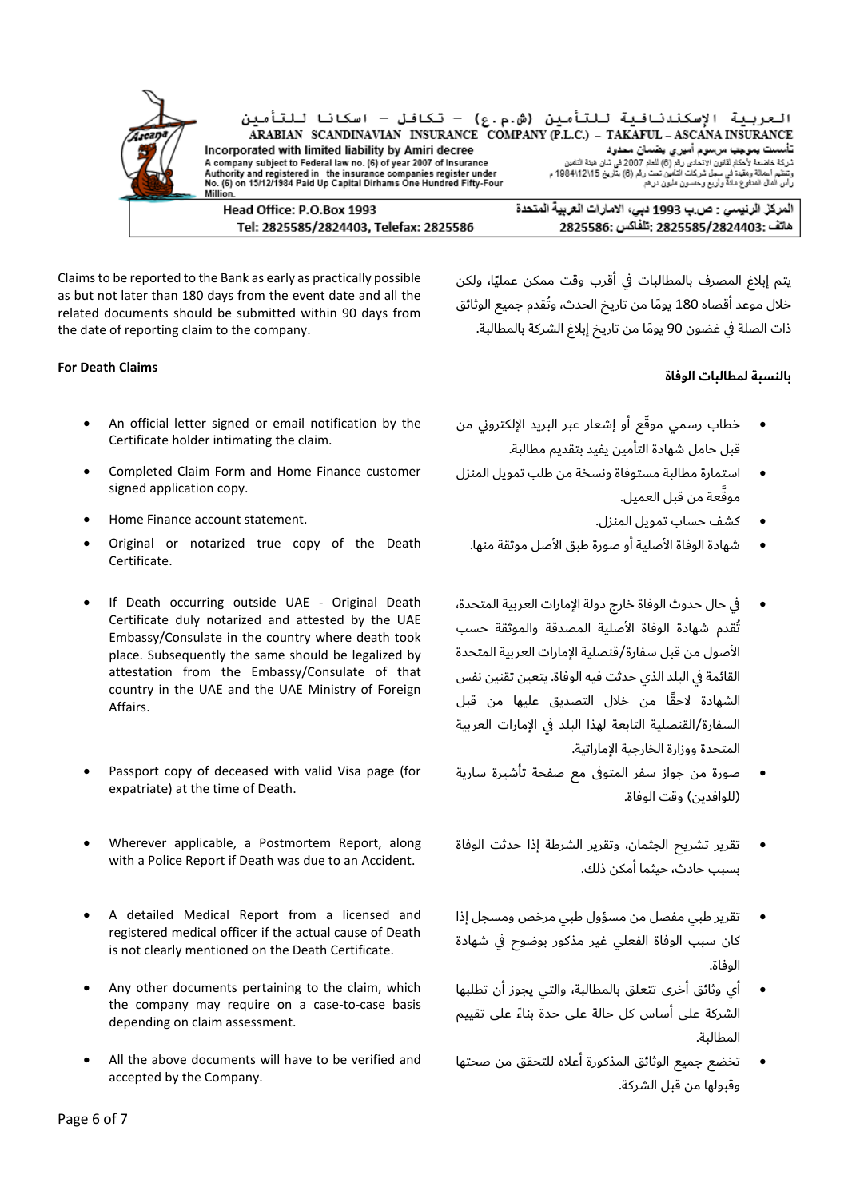العربية الإسكندنافية للتأمين (ش.م.ع) – تكافل – اسكانا للتأمين

ARABIAN SCANDINAVIAN INSURANCE COMPANY (P.L.C.) – TAKAFUL – ASCANA INSURANCE

Incorporated with limited liability by Amiri decree

تأسست بموجب مرسوم أميري بضمان محدود

A company subject to Federal law no. (6) of year 2007 of Insurance Authority and registered in the insurance companies register under No. (6) on 15/12/1984 Paid Up Capital Dirhams One Hundred Fifty-Four Million.

شركة خاضعة لأحكام القانون الاتحادي رقم (6) للعام 2007 في شأن هيئة التأمين وتنظيم أعماله ومقيدة في سجل شركات التأمين تحت رقم (6) بتاريخ 1984\12\15 م رأس المال المدفوع مائة وأربع وخمسون مليون درهم

Head Office: P.O.Box 1993 Tel: 2825585/2824403, Telefax: 2825586

المركز الرئيسي : ص.ب 1993 دبي، الامارات العربية المتحدة هاتف :2825585/2824403 :تلفاكس 2825586

Claims to be reported to the Bank as early as practically possible as but not later than 180 days from the event date and all the related documents should be submitted within 90 days from the date of reporting claim to the company.

يتم إبلاغ المصرف بالمطالبات في أقرب وقت ممكن عمليًا، ولكن خلال موعد أقصاه 180 يومًا من تاريخ الحدث، وتُقدم جميع الوثائق ذات الصلة في غضون 90 يومًا من تاريخ إبلاغ الشركة بالمطالبة.

**For Death Claims**

- An official letter signed or email notification by the Certificate holder intimating the claim.
- Completed Claim Form and Home Finance customer signed application copy.
- Home Finance account statement.
- Original or notarized true copy of the Death Certificate.
- If Death occurring outside UAE - Original Death Certificate duly notarized and attested by the UAE Embassy/Consulate in the country where death took place. Subsequently the same should be legalized by attestation from the Embassy/Consulate of that country in the UAE and the UAE Ministry of Foreign Affairs.
- Passport copy of deceased with valid Visa page (for expatriate) at the time of Death.
- Wherever applicable, a Postmortem Report, along with a Police Report if Death was due to an Accident.
- A detailed Medical Report from a licensed and registered medical officer if the actual cause of Death is not clearly mentioned on the Death Certificate.
- Any other documents pertaining to the claim, which the company may require on a case-to-case basis depending on claim assessment.
- All the above documents will have to be verified and accepted by the Company.

**بالنسبة لمطالبات الوفاة**

- خطاب رسمي موقّع أو إشعار عبر البريد الإلكتروني من قبل حامل شهادة التأمين يفيد بتقديم مطالبة.
- استمارة مطالبة مستوفاة ونسخة من طلب تمويل المنزل موقَّعة من قبل العميل.
- كشف حساب تمويل المنزل.
- شهادة الوفاة الأصلية أو صورة طبق الأصل موثقة منها.
- في حال حدوث الوفاة خارج دولة الإمارات العربية المتحدة، تُقدم شهادة الوفاة الأصلية المصدقة والموثقة حسب الأصول من قبل سفارة/قنصلية الإمارات العربية المتحدة القائمة في البلد الذي حدثت فيه الوفاة. يتعين تقنين نفس الشهادة لاحقًا من خلال التصديق عليها من قبل السفارة/القنصلية التابعة لهذا البلد في الإمارات العربية المتحدة ووزارة الخارجية الإماراتية.
- صورة من جواز سفر المتوفى مع صفحة تأشيرة سارية (للوافدين) وقت الوفاة.
- تقرير تشريح الجثمان، وتقرير الشرطة إذا حدثت الوفاة بسبب حادث، حيثما أمكن ذلك.
- تقرير طبي مفصل من مسؤول طبي مرخص ومسجل إذا كان سبب الوفاة الفعلي غير مذكور بوضوح في شهادة الوفاة.
- أي وثائق أخرى تتعلق بالمطالبة، والتي يجوز أن تطلبها الشركة على أساس كل حالة على حدة بناءً على تقييم المطالبة.
- تخضع جميع الوثائق المذكورة أعلاه للتحقق من صحتها وقبولها من قبل الشركة.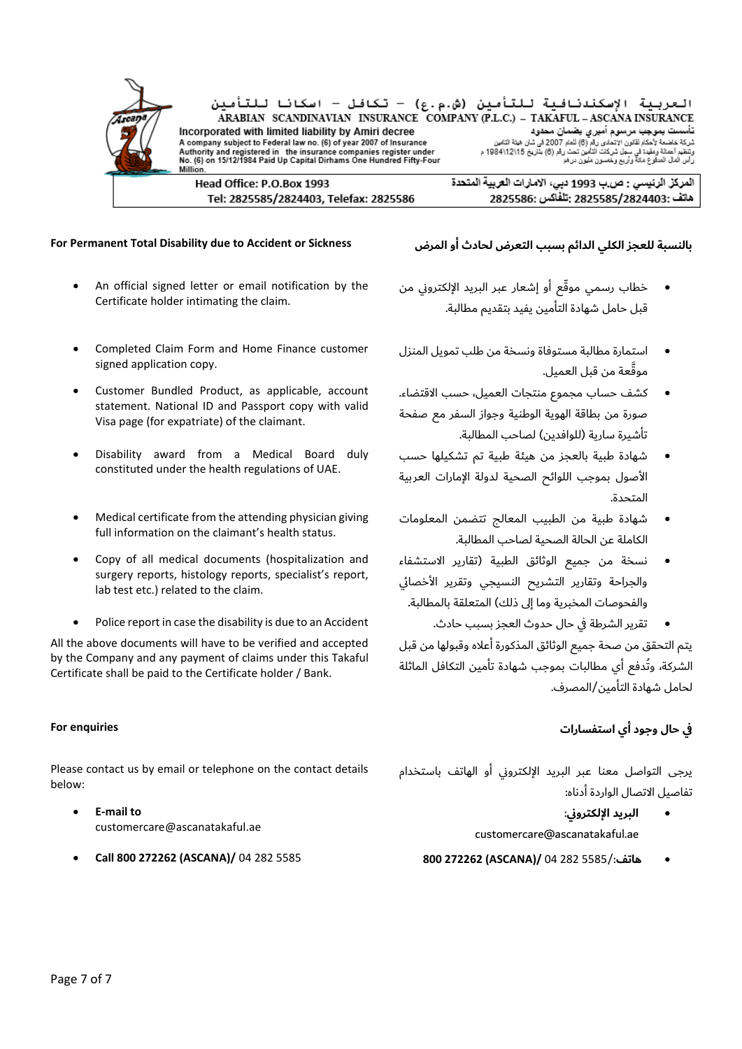العربية الإسكندنافية للتأمين (ش.م.ع) – تكافل – اسكانا للتأمين

ARABIAN SCANDINAVIAN INSURANCE COMPANY (P.L.C.) – TAKAFUL – ASCANA INSURANCE

Incorporated with limited liability by Amiri decree

A company subject to Federal law no. (6) of year 2007 of Insurance Authority and registered in the insurance companies register under No. (6) on 15/12/1984 Paid Up Capital Dirhams One Hundred Fifty-Four Million.

تأسست بموجب مرسوم أميري بضمان محدود

شركة خاضعة لأحكام لقانون الاتحادي رقم (6) للعام 2007 في شان هيئة التامين وتنظيم أعماله ومقيدة في سجل شركات التأمين تحت رقم (6) بتاريخ 1984\12\15 م رأس المال المدفوع مائة وأربع وخمسون مليون درهم

Head Office: P.O.Box 1993

Tel: 2825585/2824403, Telefax: 2825586

المركز الرئيسي : ص.ب 1993 دبي، الامارات العربية المتحدة

هاتف :2825585/2824403 :تلفاكس: 2825586

**For Permanent Total Disability due to Accident or Sickness**

- An official signed letter or email notification by the Certificate holder intimating the claim.
- Completed Claim Form and Home Finance customer signed application copy.
- Customer Bundled Product, as applicable, account statement. National ID and Passport copy with valid Visa page (for expatriate) of the claimant.
- Disability award from a Medical Board duly constituted under the health regulations of UAE.
- Medical certificate from the attending physician giving full information on the claimant's health status.
- Copy of all medical documents (hospitalization and surgery reports, histology reports, specialist's report, lab test etc.) related to the claim.
- Police report in case the disability is due to an Accident

All the above documents will have to be verified and accepted by the Company and any payment of claims under this Takaful Certificate shall be paid to the Certificate holder / Bank.

**بالنسبة للعجز الكلي الدائم بسبب التعرض لحادث أو المرض**

- خطاب رسمي موقّع أو إشعار عبر البريد الإلكتروني من قبل حامل شهادة التأمين يفيد بتقديم مطالبة.
- استمارة مطالبة مستوفاة ونسخة من طلب تمويل المنزل موقَّعة من قبل العميل.
- كشف حساب مجموع منتجات العميل، حسب الاقتضاء. صورة من بطاقة الهوية الوطنية وجواز السفر مع صفحة تأشيرة سارية (للوافدين) لصاحب المطالبة.
- شهادة طبية بالعجز من هيئة طبية تم تشكيلها حسب الأصول بموجب اللوائح الصحية لدولة الإمارات العربية المتحدة.
- شهادة طبية من الطبيب المعالج تتضمن المعلومات الكاملة عن الحالة الصحية لصاحب المطالبة.
- نسخة من جميع الوثائق الطبية (تقارير الاستشفاء والجراحة وتقارير التشريح النسيجي وتقرير الأخصائي والفحوصات المخبرية وما إلى ذلك) المتعلقة بالمطالبة.
- تقرير الشرطة في حال حدوث العجز بسبب حادث.

يتم التحقق من صحة جميع الوثائق المذكورة أعلاه وقبولها من قبل الشركة، وتُدفع أي مطالبات بموجب شهادة تأمين التكافل الماثلة لحامل شهادة التأمين/المصرف.

**For enquiries**

Please contact us by email or telephone on the contact details below:

- **E-mail to** customercare@ascanatakaful.ae
- **Call 800 272262 (ASCANA)/** 04 282 5585

**في حال وجود أي استفسارات**

يرجى التواصل معنا عبر البريد الإلكتروني أو الهاتف باستخدام تفاصيل الاتصال الواردة أدناه:

- **البريد الإلكتروني:** customercare@ascanatakaful.ae
- **هاتف:**/04 282 5585 **/800 272262 (ASCANA)**